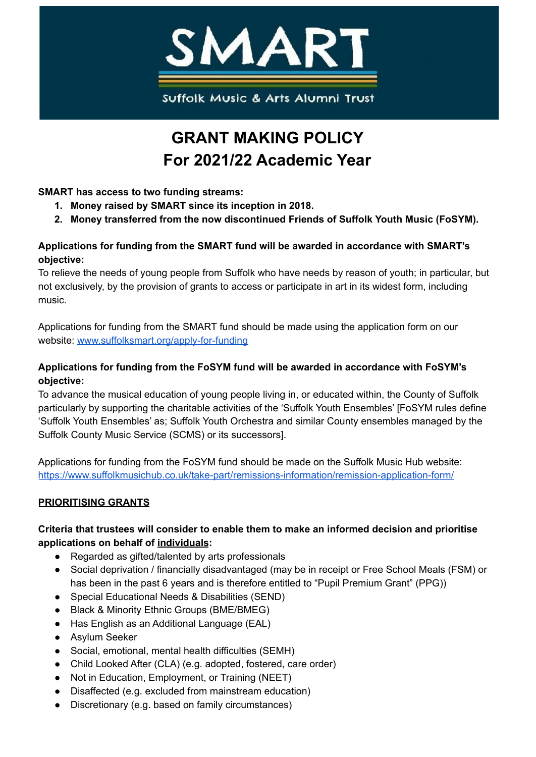# SMART

Suffolk Music & Arts Alumni Trust

# GRANT MAKING POLICY
# For 2021/22 Academic Year

**SMART has access to two funding streams:**

1. **Money raised by SMART since its inception in 2018.**
2. **Money transferred from the now discontinued Friends of Suffolk Youth Music (FoSYM).**

**Applications for funding from the SMART fund will be awarded in accordance with SMART's objective:**
To relieve the needs of young people from Suffolk who have needs by reason of youth; in particular, but not exclusively, by the provision of grants to access or participate in art in its widest form, including music.

Applications for funding from the SMART fund should be made using the application form on our website: [www.suffolksmart.org/apply-for-funding](www.suffolksmart.org/apply-for-funding)

**Applications for funding from the FoSYM fund will be awarded in accordance with FoSYM's objective:**
To advance the musical education of young people living in, or educated within, the County of Suffolk particularly by supporting the charitable activities of the 'Suffolk Youth Ensembles' [FoSYM rules define 'Suffolk Youth Ensembles' as; Suffolk Youth Orchestra and similar County ensembles managed by the Suffolk County Music Service (SCMS) or its successors].

Applications for funding from the FoSYM fund should be made on the Suffolk Music Hub website: [https://www.suffolkmusichub.co.uk/take-part/remissions-information/remission-application-form/](https://www.suffolkmusichub.co.uk/take-part/remissions-information/remission-application-form/)

## PRIORITISING GRANTS

**Criteria that trustees will consider to enable them to make an informed decision and prioritise applications on behalf of individuals:**

- Regarded as gifted/talented by arts professionals
- Social deprivation / financially disadvantaged (may be in receipt or Free School Meals (FSM) or has been in the past 6 years and is therefore entitled to "Pupil Premium Grant" (PPG))
- Special Educational Needs & Disabilities (SEND)
- Black & Minority Ethnic Groups (BME/BMEG)
- Has English as an Additional Language (EAL)
- Asylum Seeker
- Social, emotional, mental health difficulties (SEMH)
- Child Looked After (CLA) (e.g. adopted, fostered, care order)
- Not in Education, Employment, or Training (NEET)
- Disaffected (e.g. excluded from mainstream education)
- Discretionary (e.g. based on family circumstances)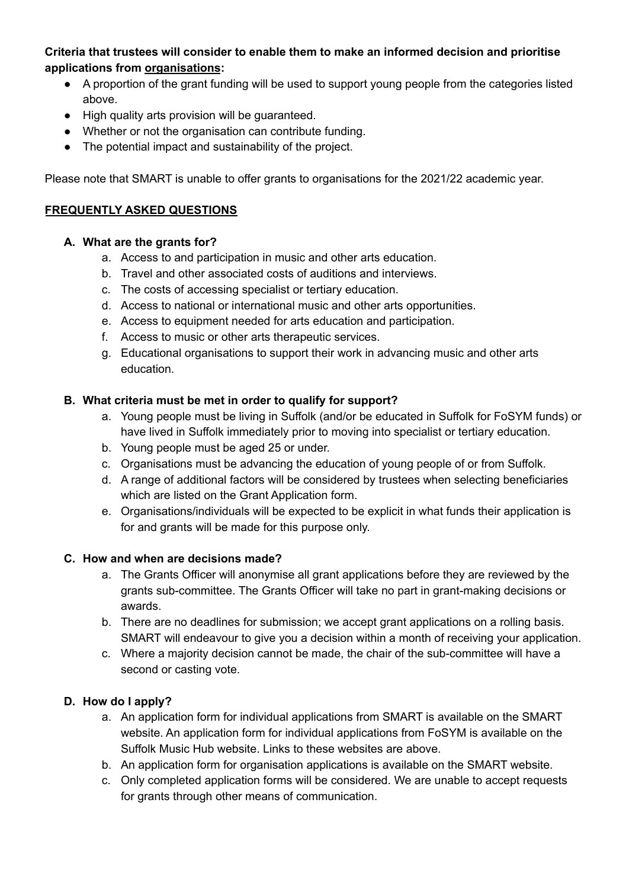**Criteria that trustees will consider to enable them to make an informed decision and prioritise applications from <u>organisations</u>:**

- A proportion of the grant funding will be used to support young people from the categories listed above.
- High quality arts provision will be guaranteed.
- Whether or not the organisation can contribute funding.
- The potential impact and sustainability of the project.

Please note that SMART is unable to offer grants to organisations for the 2021/22 academic year.

## <u>FREQUENTLY ASKED QUESTIONS</u>

### A. What are the grants for?

a. Access to and participation in music and other arts education.
b. Travel and other associated costs of auditions and interviews.
c. The costs of accessing specialist or tertiary education.
d. Access to national or international music and other arts opportunities.
e. Access to equipment needed for arts education and participation.
f. Access to music or other arts therapeutic services.
g. Educational organisations to support their work in advancing music and other arts education.

### B. What criteria must be met in order to qualify for support?

a. Young people must be living in Suffolk (and/or be educated in Suffolk for FoSYM funds) or have lived in Suffolk immediately prior to moving into specialist or tertiary education.
b. Young people must be aged 25 or under.
c. Organisations must be advancing the education of young people of or from Suffolk.
d. A range of additional factors will be considered by trustees when selecting beneficiaries which are listed on the Grant Application form.
e. Organisations/individuals will be expected to be explicit in what funds their application is for and grants will be made for this purpose only.

### C. How and when are decisions made?

a. The Grants Officer will anonymise all grant applications before they are reviewed by the grants sub-committee. The Grants Officer will take no part in grant-making decisions or awards.
b. There are no deadlines for submission; we accept grant applications on a rolling basis. SMART will endeavour to give you a decision within a month of receiving your application.
c. Where a majority decision cannot be made, the chair of the sub-committee will have a second or casting vote.

### D. How do I apply?

a. An application form for individual applications from SMART is available on the SMART website. An application form for individual applications from FoSYM is available on the Suffolk Music Hub website. Links to these websites are above.
b. An application form for organisation applications is available on the SMART website.
c. Only completed application forms will be considered. We are unable to accept requests for grants through other means of communication.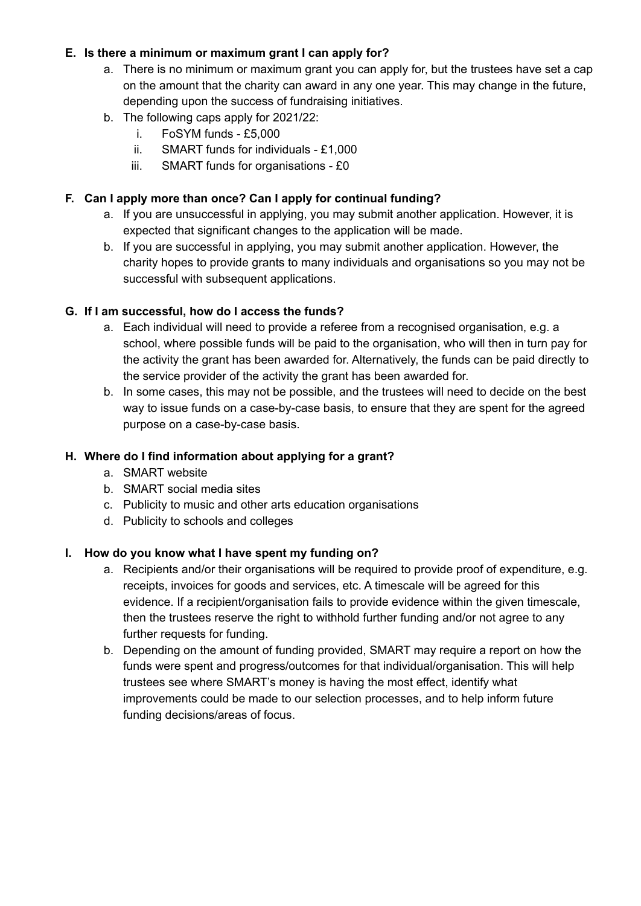**E. Is there a minimum or maximum grant I can apply for?**

  a. There is no minimum or maximum grant you can apply for, but the trustees have set a cap on the amount that the charity can award in any one year. This may change in the future, depending upon the success of fundraising initiatives.
  b. The following caps apply for 2021/22:
     i. FoSYM funds - £5,000
     ii. SMART funds for individuals - £1,000
     iii. SMART funds for organisations - £0

**F. Can I apply more than once? Can I apply for continual funding?**

  a. If you are unsuccessful in applying, you may submit another application. However, it is expected that significant changes to the application will be made.
  b. If you are successful in applying, you may submit another application. However, the charity hopes to provide grants to many individuals and organisations so you may not be successful with subsequent applications.

**G. If I am successful, how do I access the funds?**

  a. Each individual will need to provide a referee from a recognised organisation, e.g. a school, where possible funds will be paid to the organisation, who will then in turn pay for the activity the grant has been awarded for. Alternatively, the funds can be paid directly to the service provider of the activity the grant has been awarded for.
  b. In some cases, this may not be possible, and the trustees will need to decide on the best way to issue funds on a case-by-case basis, to ensure that they are spent for the agreed purpose on a case-by-case basis.

**H. Where do I find information about applying for a grant?**

  a. SMART website
  b. SMART social media sites
  c. Publicity to music and other arts education organisations
  d. Publicity to schools and colleges

**I. How do you know what I have spent my funding on?**

  a. Recipients and/or their organisations will be required to provide proof of expenditure, e.g. receipts, invoices for goods and services, etc. A timescale will be agreed for this evidence. If a recipient/organisation fails to provide evidence within the given timescale, then the trustees reserve the right to withhold further funding and/or not agree to any further requests for funding.
  b. Depending on the amount of funding provided, SMART may require a report on how the funds were spent and progress/outcomes for that individual/organisation. This will help trustees see where SMART's money is having the most effect, identify what improvements could be made to our selection processes, and to help inform future funding decisions/areas of focus.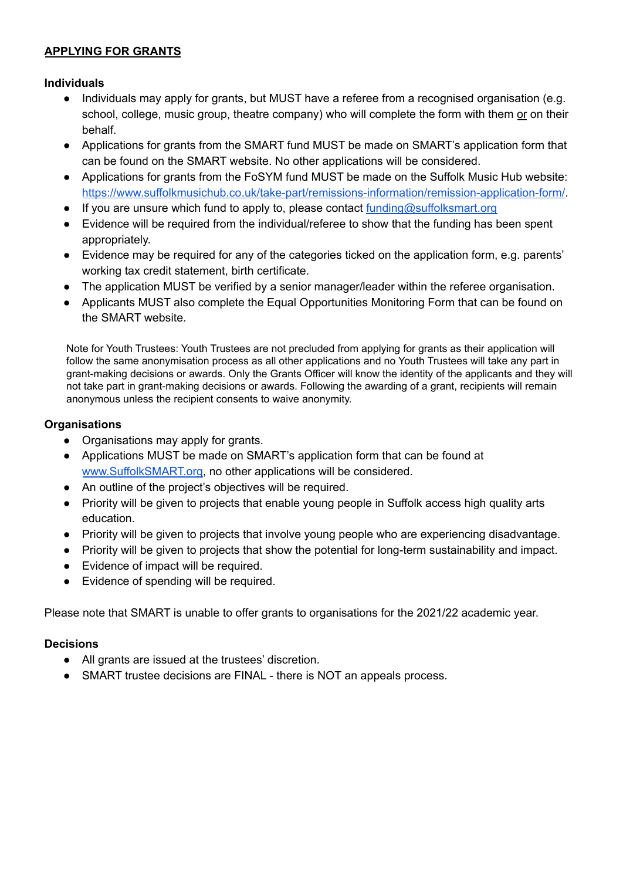## APPLYING FOR GRANTS

### Individuals

- Individuals may apply for grants, but MUST have a referee from a recognised organisation (e.g. school, college, music group, theatre company) who will complete the form with them or on their behalf.
- Applications for grants from the SMART fund MUST be made on SMART's application form that can be found on the SMART website. No other applications will be considered.
- Applications for grants from the FoSYM fund MUST be made on the Suffolk Music Hub website: https://www.suffolkmusichub.co.uk/take-part/remissions-information/remission-application-form/.
- If you are unsure which fund to apply to, please contact funding@suffolksmart.org
- Evidence will be required from the individual/referee to show that the funding has been spent appropriately.
- Evidence may be required for any of the categories ticked on the application form, e.g. parents' working tax credit statement, birth certificate.
- The application MUST be verified by a senior manager/leader within the referee organisation.
- Applicants MUST also complete the Equal Opportunities Monitoring Form that can be found on the SMART website.

Note for Youth Trustees: Youth Trustees are not precluded from applying for grants as their application will follow the same anonymisation process as all other applications and no Youth Trustees will take any part in grant-making decisions or awards. Only the Grants Officer will know the identity of the applicants and they will not take part in grant-making decisions or awards. Following the awarding of a grant, recipients will remain anonymous unless the recipient consents to waive anonymity.

### Organisations

- Organisations may apply for grants.
- Applications MUST be made on SMART's application form that can be found at www.SuffolkSMART.org, no other applications will be considered.
- An outline of the project's objectives will be required.
- Priority will be given to projects that enable young people in Suffolk access high quality arts education.
- Priority will be given to projects that involve young people who are experiencing disadvantage.
- Priority will be given to projects that show the potential for long-term sustainability and impact.
- Evidence of impact will be required.
- Evidence of spending will be required.

Please note that SMART is unable to offer grants to organisations for the 2021/22 academic year.

### Decisions

- All grants are issued at the trustees' discretion.
- SMART trustee decisions are FINAL - there is NOT an appeals process.